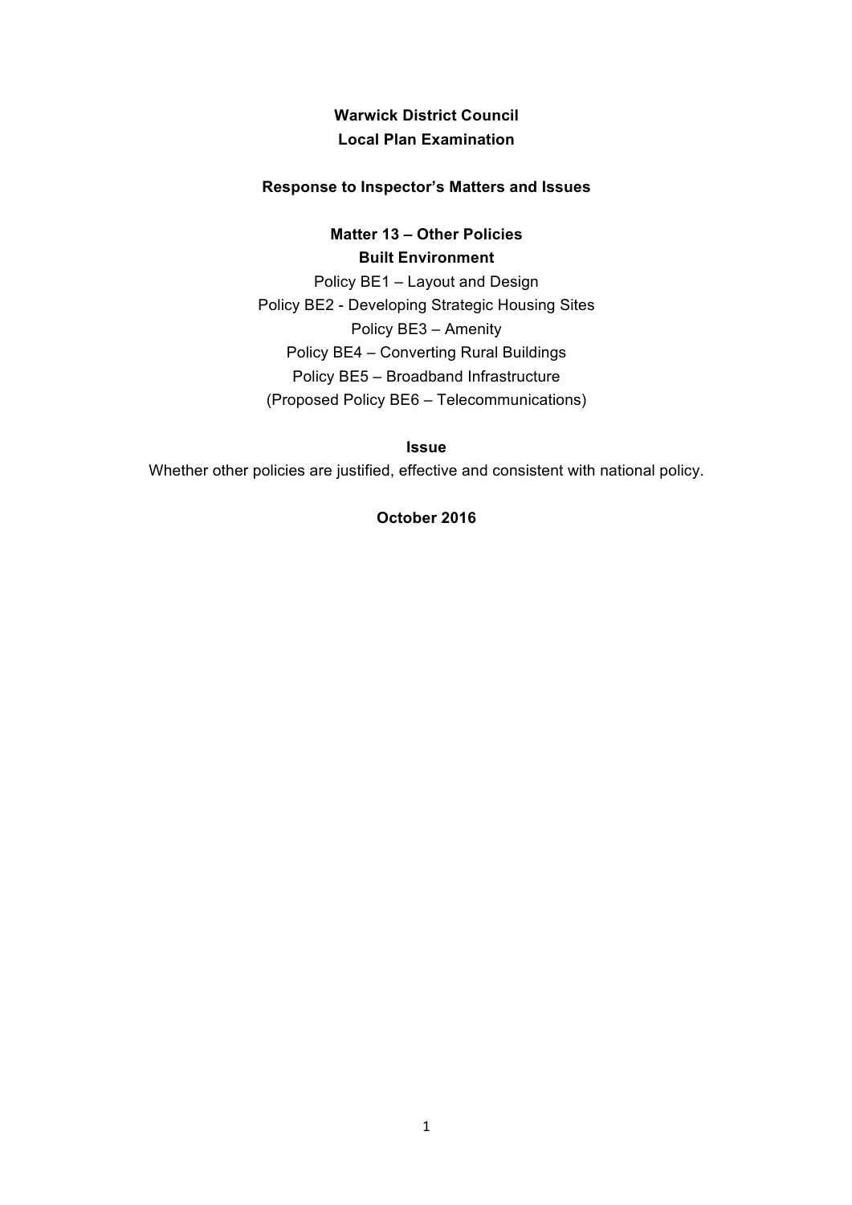**Warwick District Council**
**Local Plan Examination**

**Response to Inspector's Matters and Issues**

**Matter 13 – Other Policies**
**Built Environment**

Policy BE1 – Layout and Design
Policy BE2 - Developing Strategic Housing Sites
Policy BE3 – Amenity
Policy BE4 – Converting Rural Buildings
Policy BE5 – Broadband Infrastructure
(Proposed Policy BE6 – Telecommunications)

**Issue**

Whether other policies are justified, effective and consistent with national policy.

**October 2016**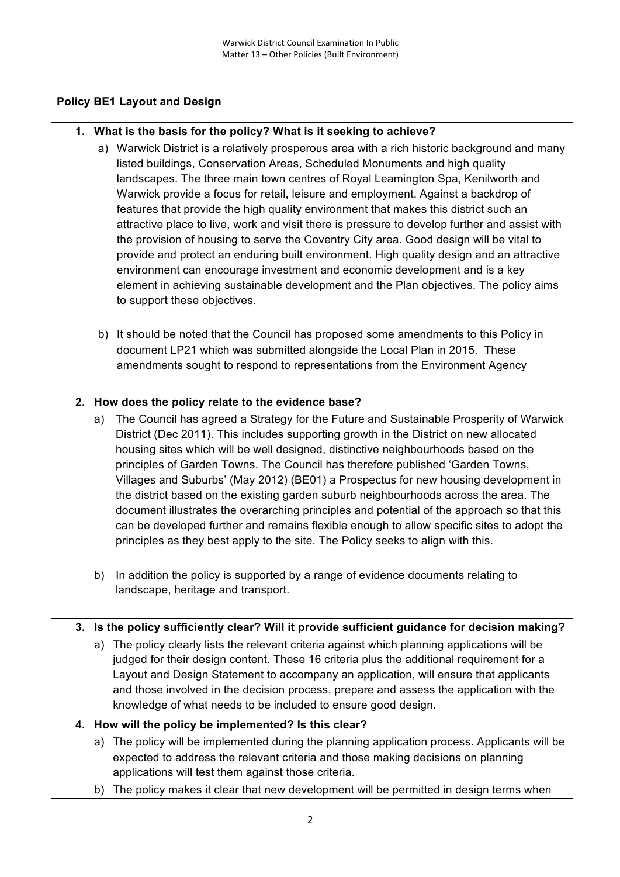## Policy BE1 Layout and Design

**1. What is the basis for the policy? What is it seeking to achieve?**

a) Warwick District is a relatively prosperous area with a rich historic background and many listed buildings, Conservation Areas, Scheduled Monuments and high quality landscapes. The three main town centres of Royal Leamington Spa, Kenilworth and Warwick provide a focus for retail, leisure and employment. Against a backdrop of features that provide the high quality environment that makes this district such an attractive place to live, work and visit there is pressure to develop further and assist with the provision of housing to serve the Coventry City area. Good design will be vital to provide and protect an enduring built environment. High quality design and an attractive environment can encourage investment and economic development and is a key element in achieving sustainable development and the Plan objectives. The policy aims to support these objectives.

b) It should be noted that the Council has proposed some amendments to this Policy in document LP21 which was submitted alongside the Local Plan in 2015. These amendments sought to respond to representations from the Environment Agency

**2. How does the policy relate to the evidence base?**

a) The Council has agreed a Strategy for the Future and Sustainable Prosperity of Warwick District (Dec 2011). This includes supporting growth in the District on new allocated housing sites which will be well designed, distinctive neighbourhoods based on the principles of Garden Towns. The Council has therefore published 'Garden Towns, Villages and Suburbs' (May 2012) (BE01) a Prospectus for new housing development in the district based on the existing garden suburb neighbourhoods across the area. The document illustrates the overarching principles and potential of the approach so that this can be developed further and remains flexible enough to allow specific sites to adopt the principles as they best apply to the site. The Policy seeks to align with this.

b) In addition the policy is supported by a range of evidence documents relating to landscape, heritage and transport.

**3. Is the policy sufficiently clear? Will it provide sufficient guidance for decision making?**

a) The policy clearly lists the relevant criteria against which planning applications will be judged for their design content. These 16 criteria plus the additional requirement for a Layout and Design Statement to accompany an application, will ensure that applicants and those involved in the decision process, prepare and assess the application with the knowledge of what needs to be included to ensure good design.

**4. How will the policy be implemented? Is this clear?**

a) The policy will be implemented during the planning application process. Applicants will be expected to address the relevant criteria and those making decisions on planning applications will test them against those criteria.

b) The policy makes it clear that new development will be permitted in design terms when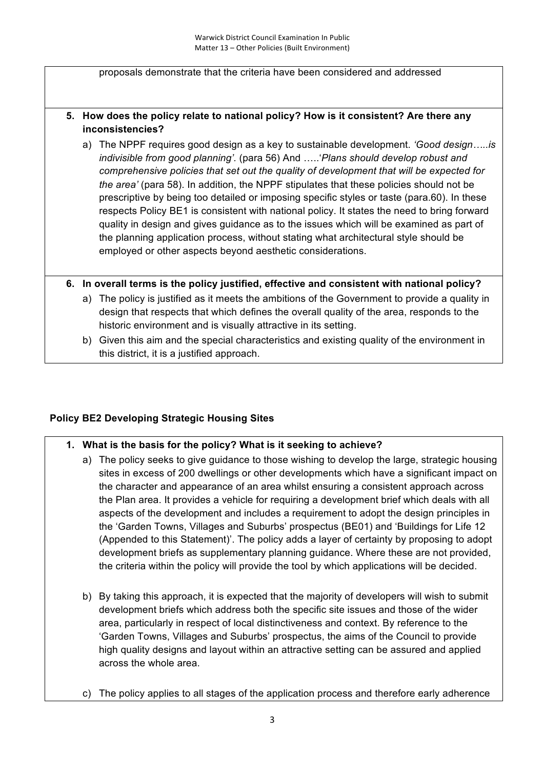proposals demonstrate that the criteria have been considered and addressed

**5. How does the policy relate to national policy? How is it consistent? Are there any inconsistencies?**

a) The NPPF requires good design as a key to sustainable development. *'Good design…..is indivisible from good planning'.* (para 56) And …..'*Plans should develop robust and comprehensive policies that set out the quality of development that will be expected for the area'* (para 58). In addition, the NPPF stipulates that these policies should not be prescriptive by being too detailed or imposing specific styles or taste (para.60). In these respects Policy BE1 is consistent with national policy. It states the need to bring forward quality in design and gives guidance as to the issues which will be examined as part of the planning application process, without stating what architectural style should be employed or other aspects beyond aesthetic considerations.

**6. In overall terms is the policy justified, effective and consistent with national policy?**

a) The policy is justified as it meets the ambitions of the Government to provide a quality in design that respects that which defines the overall quality of the area, responds to the historic environment and is visually attractive in its setting.

b) Given this aim and the special characteristics and existing quality of the environment in this district, it is a justified approach.

**Policy BE2 Developing Strategic Housing Sites**

**1. What is the basis for the policy? What is it seeking to achieve?**

a) The policy seeks to give guidance to those wishing to develop the large, strategic housing sites in excess of 200 dwellings or other developments which have a significant impact on the character and appearance of an area whilst ensuring a consistent approach across the Plan area. It provides a vehicle for requiring a development brief which deals with all aspects of the development and includes a requirement to adopt the design principles in the 'Garden Towns, Villages and Suburbs' prospectus (BE01) and 'Buildings for Life 12 (Appended to this Statement)'. The policy adds a layer of certainty by proposing to adopt development briefs as supplementary planning guidance. Where these are not provided, the criteria within the policy will provide the tool by which applications will be decided.

b) By taking this approach, it is expected that the majority of developers will wish to submit development briefs which address both the specific site issues and those of the wider area, particularly in respect of local distinctiveness and context. By reference to the 'Garden Towns, Villages and Suburbs' prospectus, the aims of the Council to provide high quality designs and layout within an attractive setting can be assured and applied across the whole area.

c) The policy applies to all stages of the application process and therefore early adherence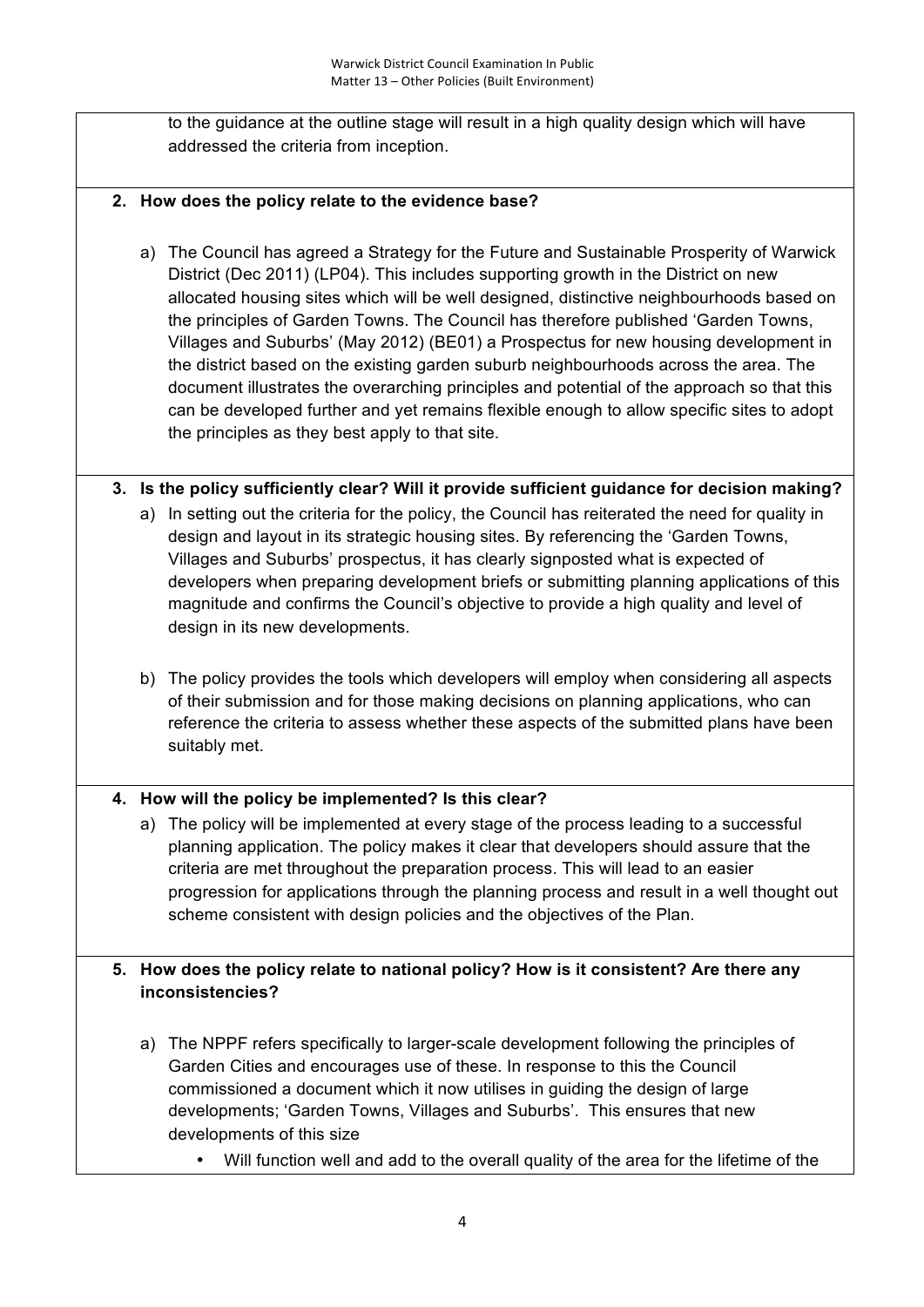to the guidance at the outline stage will result in a high quality design which will have addressed the criteria from inception.

**2. How does the policy relate to the evidence base?**

a) The Council has agreed a Strategy for the Future and Sustainable Prosperity of Warwick District (Dec 2011) (LP04). This includes supporting growth in the District on new allocated housing sites which will be well designed, distinctive neighbourhoods based on the principles of Garden Towns. The Council has therefore published 'Garden Towns, Villages and Suburbs' (May 2012) (BE01) a Prospectus for new housing development in the district based on the existing garden suburb neighbourhoods across the area. The document illustrates the overarching principles and potential of the approach so that this can be developed further and yet remains flexible enough to allow specific sites to adopt the principles as they best apply to that site.

**3. Is the policy sufficiently clear? Will it provide sufficient guidance for decision making?**

a) In setting out the criteria for the policy, the Council has reiterated the need for quality in design and layout in its strategic housing sites. By referencing the 'Garden Towns, Villages and Suburbs' prospectus, it has clearly signposted what is expected of developers when preparing development briefs or submitting planning applications of this magnitude and confirms the Council's objective to provide a high quality and level of design in its new developments.

b) The policy provides the tools which developers will employ when considering all aspects of their submission and for those making decisions on planning applications, who can reference the criteria to assess whether these aspects of the submitted plans have been suitably met.

**4. How will the policy be implemented? Is this clear?**

a) The policy will be implemented at every stage of the process leading to a successful planning application. The policy makes it clear that developers should assure that the criteria are met throughout the preparation process. This will lead to an easier progression for applications through the planning process and result in a well thought out scheme consistent with design policies and the objectives of the Plan.

**5. How does the policy relate to national policy? How is it consistent? Are there any inconsistencies?**

a) The NPPF refers specifically to larger-scale development following the principles of Garden Cities and encourages use of these. In response to this the Council commissioned a document which it now utilises in guiding the design of large developments; 'Garden Towns, Villages and Suburbs'. This ensures that new developments of this size

- Will function well and add to the overall quality of the area for the lifetime of the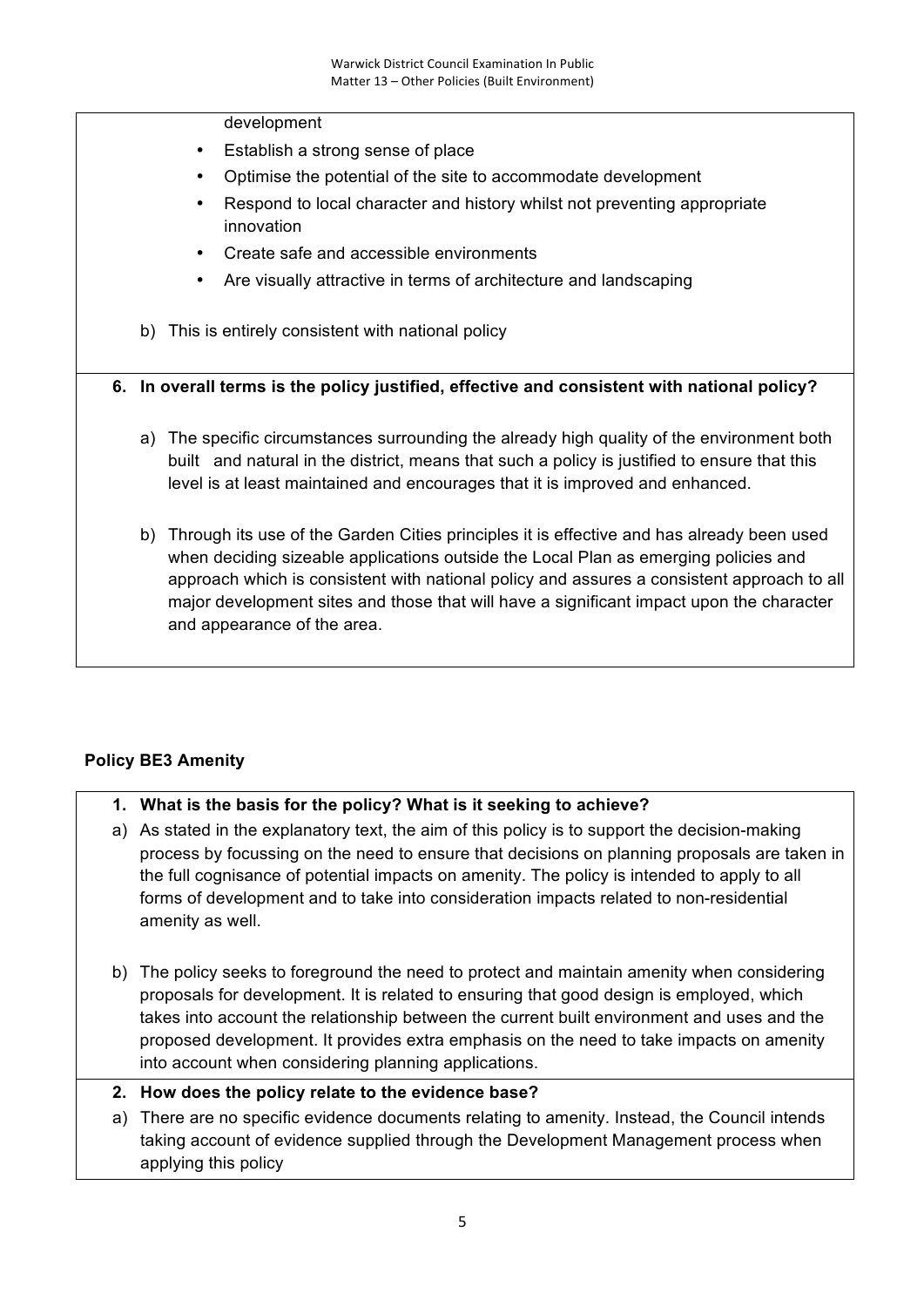development

- Establish a strong sense of place
- Optimise the potential of the site to accommodate development
- Respond to local character and history whilst not preventing appropriate innovation
- Create safe and accessible environments
- Are visually attractive in terms of architecture and landscaping

b) This is entirely consistent with national policy

**6. In overall terms is the policy justified, effective and consistent with national policy?**

a) The specific circumstances surrounding the already high quality of the environment both built and natural in the district, means that such a policy is justified to ensure that this level is at least maintained and encourages that it is improved and enhanced.

b) Through its use of the Garden Cities principles it is effective and has already been used when deciding sizeable applications outside the Local Plan as emerging policies and approach which is consistent with national policy and assures a consistent approach to all major development sites and those that will have a significant impact upon the character and appearance of the area.

**Policy BE3 Amenity**

**1. What is the basis for the policy? What is it seeking to achieve?**

a) As stated in the explanatory text, the aim of this policy is to support the decision-making process by focussing on the need to ensure that decisions on planning proposals are taken in the full cognisance of potential impacts on amenity. The policy is intended to apply to all forms of development and to take into consideration impacts related to non-residential amenity as well.

b) The policy seeks to foreground the need to protect and maintain amenity when considering proposals for development. It is related to ensuring that good design is employed, which takes into account the relationship between the current built environment and uses and the proposed development. It provides extra emphasis on the need to take impacts on amenity into account when considering planning applications.

**2. How does the policy relate to the evidence base?**

a) There are no specific evidence documents relating to amenity. Instead, the Council intends taking account of evidence supplied through the Development Management process when applying this policy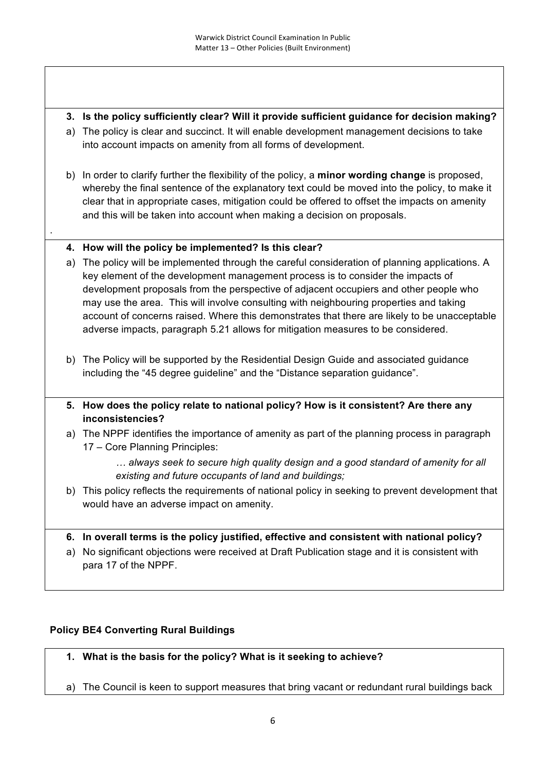**3. Is the policy sufficiently clear? Will it provide sufficient guidance for decision making?**

a) The policy is clear and succinct. It will enable development management decisions to take into account impacts on amenity from all forms of development.

b) In order to clarify further the flexibility of the policy, a **minor wording change** is proposed, whereby the final sentence of the explanatory text could be moved into the policy, to make it clear that in appropriate cases, mitigation could be offered to offset the impacts on amenity and this will be taken into account when making a decision on proposals.

**4. How will the policy be implemented? Is this clear?**

a) The policy will be implemented through the careful consideration of planning applications. A key element of the development management process is to consider the impacts of development proposals from the perspective of adjacent occupiers and other people who may use the area. This will involve consulting with neighbouring properties and taking account of concerns raised. Where this demonstrates that there are likely to be unacceptable adverse impacts, paragraph 5.21 allows for mitigation measures to be considered.

b) The Policy will be supported by the Residential Design Guide and associated guidance including the "45 degree guideline" and the "Distance separation guidance".

**5. How does the policy relate to national policy? How is it consistent? Are there any inconsistencies?**

a) The NPPF identifies the importance of amenity as part of the planning process in paragraph 17 – Core Planning Principles:

> *… always seek to secure high quality design and a good standard of amenity for all existing and future occupants of land and buildings;*

b) This policy reflects the requirements of national policy in seeking to prevent development that would have an adverse impact on amenity.

**6. In overall terms is the policy justified, effective and consistent with national policy?**

a) No significant objections were received at Draft Publication stage and it is consistent with para 17 of the NPPF.

## Policy BE4 Converting Rural Buildings

**1. What is the basis for the policy? What is it seeking to achieve?**

a) The Council is keen to support measures that bring vacant or redundant rural buildings back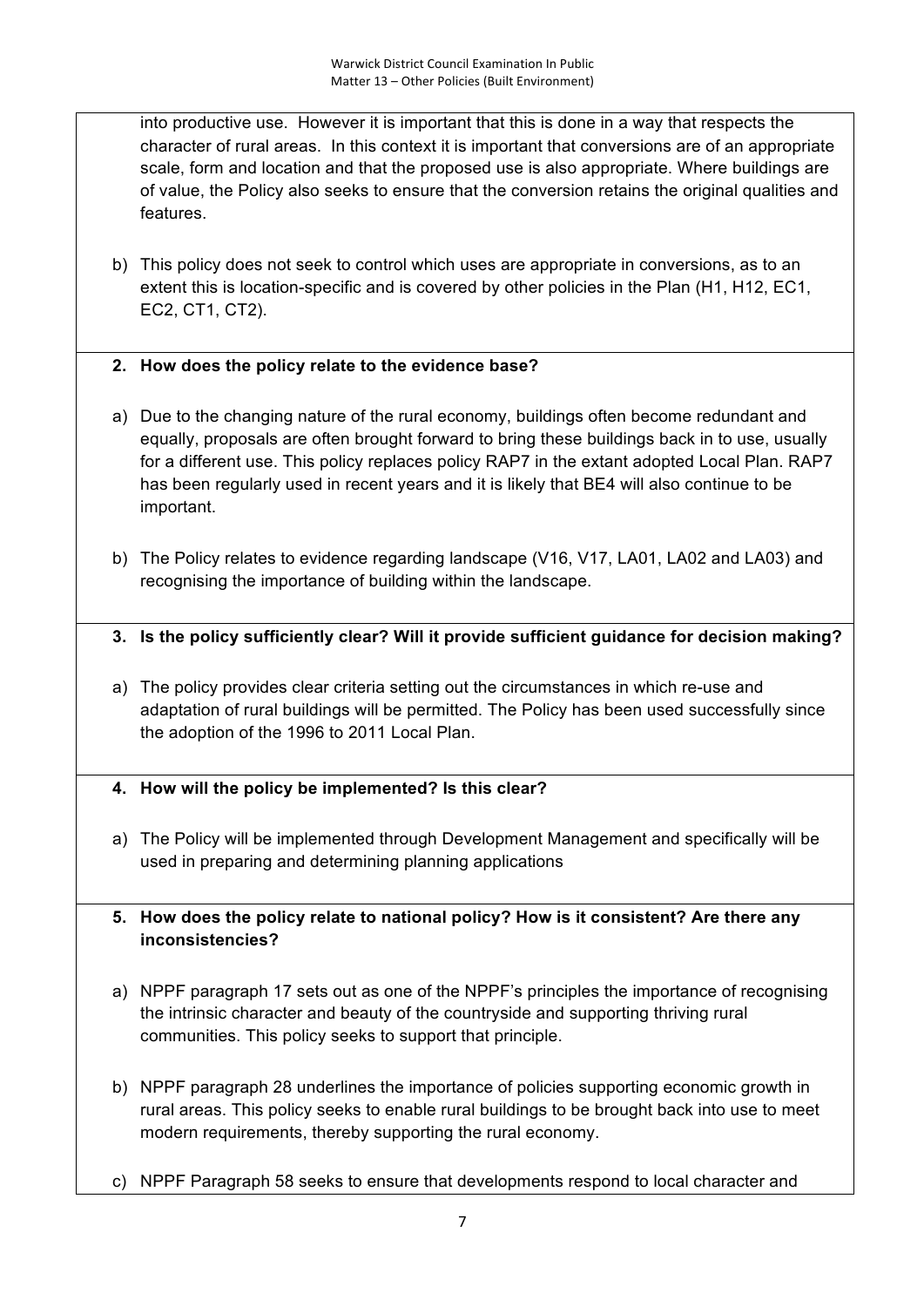into productive use. However it is important that this is done in a way that respects the character of rural areas. In this context it is important that conversions are of an appropriate scale, form and location and that the proposed use is also appropriate. Where buildings are of value, the Policy also seeks to ensure that the conversion retains the original qualities and features.

b) This policy does not seek to control which uses are appropriate in conversions, as to an extent this is location-specific and is covered by other policies in the Plan (H1, H12, EC1, EC2, CT1, CT2).

**2. How does the policy relate to the evidence base?**

a) Due to the changing nature of the rural economy, buildings often become redundant and equally, proposals are often brought forward to bring these buildings back in to use, usually for a different use. This policy replaces policy RAP7 in the extant adopted Local Plan. RAP7 has been regularly used in recent years and it is likely that BE4 will also continue to be important.

b) The Policy relates to evidence regarding landscape (V16, V17, LA01, LA02 and LA03) and recognising the importance of building within the landscape.

**3. Is the policy sufficiently clear? Will it provide sufficient guidance for decision making?**

a) The policy provides clear criteria setting out the circumstances in which re-use and adaptation of rural buildings will be permitted. The Policy has been used successfully since the adoption of the 1996 to 2011 Local Plan.

**4. How will the policy be implemented? Is this clear?**

a) The Policy will be implemented through Development Management and specifically will be used in preparing and determining planning applications

**5. How does the policy relate to national policy? How is it consistent? Are there any inconsistencies?**

a) NPPF paragraph 17 sets out as one of the NPPF's principles the importance of recognising the intrinsic character and beauty of the countryside and supporting thriving rural communities. This policy seeks to support that principle.

b) NPPF paragraph 28 underlines the importance of policies supporting economic growth in rural areas. This policy seeks to enable rural buildings to be brought back into use to meet modern requirements, thereby supporting the rural economy.

c) NPPF Paragraph 58 seeks to ensure that developments respond to local character and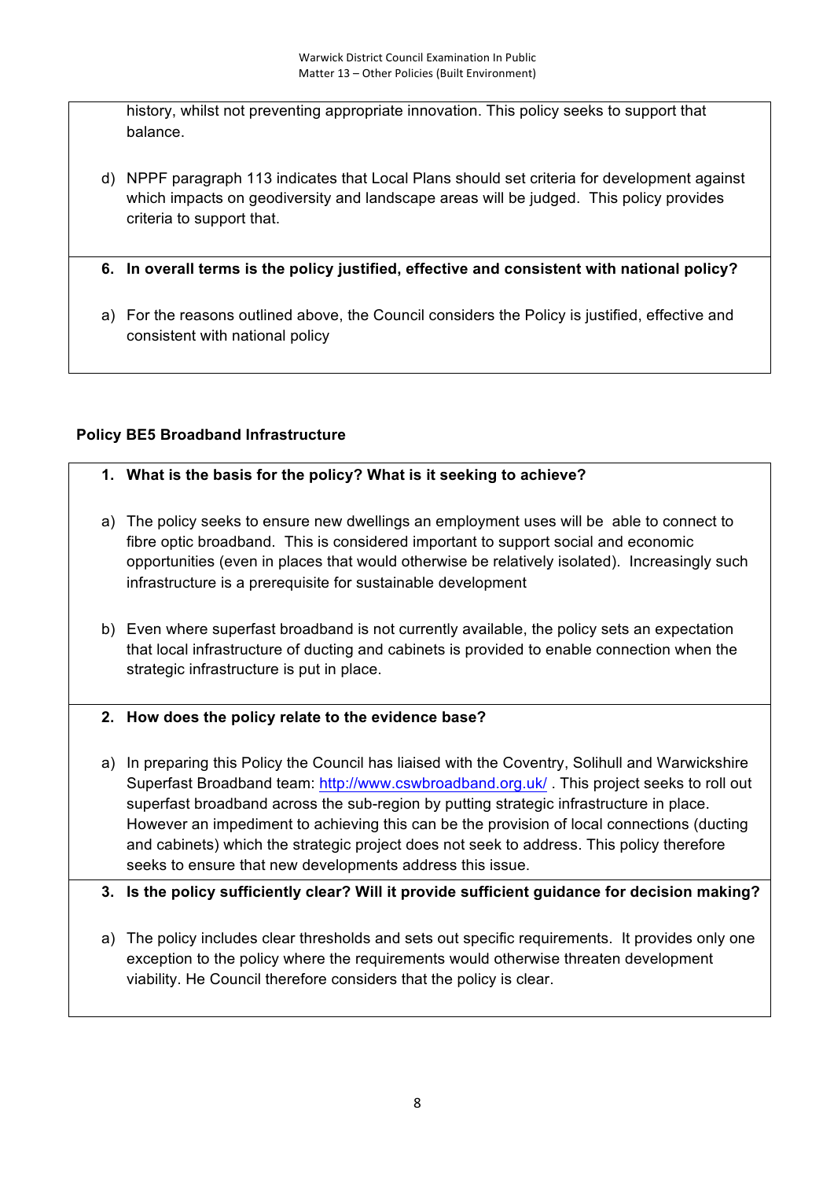history, whilst not preventing appropriate innovation. This policy seeks to support that balance.

d) NPPF paragraph 113 indicates that Local Plans should set criteria for development against which impacts on geodiversity and landscape areas will be judged. This policy provides criteria to support that.

**6. In overall terms is the policy justified, effective and consistent with national policy?**

a) For the reasons outlined above, the Council considers the Policy is justified, effective and consistent with national policy

**Policy BE5 Broadband Infrastructure**

**1. What is the basis for the policy? What is it seeking to achieve?**

a) The policy seeks to ensure new dwellings an employment uses will be able to connect to fibre optic broadband. This is considered important to support social and economic opportunities (even in places that would otherwise be relatively isolated). Increasingly such infrastructure is a prerequisite for sustainable development

b) Even where superfast broadband is not currently available, the policy sets an expectation that local infrastructure of ducting and cabinets is provided to enable connection when the strategic infrastructure is put in place.

**2. How does the policy relate to the evidence base?**

a) In preparing this Policy the Council has liaised with the Coventry, Solihull and Warwickshire Superfast Broadband team: [http://www.cswbroadband.org.uk/](http://www.cswbroadband.org.uk/) . This project seeks to roll out superfast broadband across the sub-region by putting strategic infrastructure in place. However an impediment to achieving this can be the provision of local connections (ducting and cabinets) which the strategic project does not seek to address. This policy therefore seeks to ensure that new developments address this issue.

**3. Is the policy sufficiently clear? Will it provide sufficient guidance for decision making?**

a) The policy includes clear thresholds and sets out specific requirements. It provides only one exception to the policy where the requirements would otherwise threaten development viability. He Council therefore considers that the policy is clear.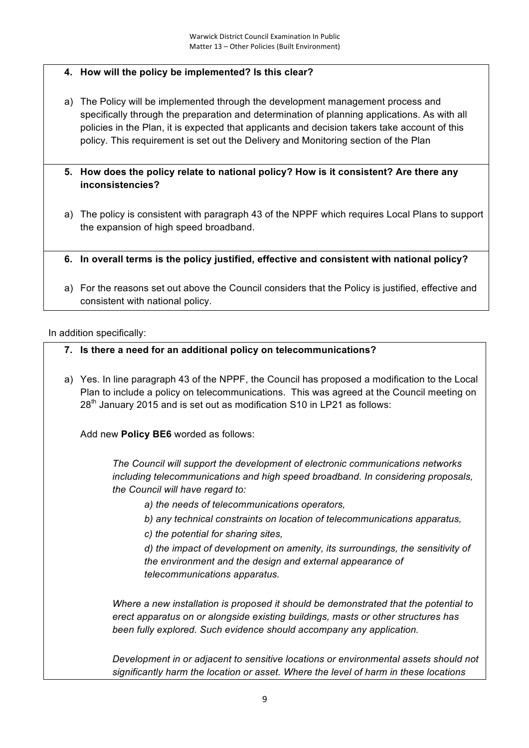**4. How will the policy be implemented? Is this clear?**

a) The Policy will be implemented through the development management process and specifically through the preparation and determination of planning applications. As with all policies in the Plan, it is expected that applicants and decision takers take account of this policy. This requirement is set out the Delivery and Monitoring section of the Plan

**5. How does the policy relate to national policy? How is it consistent? Are there any inconsistencies?**

a) The policy is consistent with paragraph 43 of the NPPF which requires Local Plans to support the expansion of high speed broadband.

**6. In overall terms is the policy justified, effective and consistent with national policy?**

a) For the reasons set out above the Council considers that the Policy is justified, effective and consistent with national policy.

In addition specifically:

**7. Is there a need for an additional policy on telecommunications?**

a) Yes. In line paragraph 43 of the NPPF, the Council has proposed a modification to the Local Plan to include a policy on telecommunications. This was agreed at the Council meeting on 28th January 2015 and is set out as modification S10 in LP21 as follows:

Add new **Policy BE6** worded as follows:

*The Council will support the development of electronic communications networks including telecommunications and high speed broadband. In considering proposals, the Council will have regard to:*

*a) the needs of telecommunications operators,*

*b) any technical constraints on location of telecommunications apparatus,*

*c) the potential for sharing sites,*

*d) the impact of development on amenity, its surroundings, the sensitivity of the environment and the design and external appearance of telecommunications apparatus.*

*Where a new installation is proposed it should be demonstrated that the potential to erect apparatus on or alongside existing buildings, masts or other structures has been fully explored. Such evidence should accompany any application.*

*Development in or adjacent to sensitive locations or environmental assets should not significantly harm the location or asset. Where the level of harm in these locations*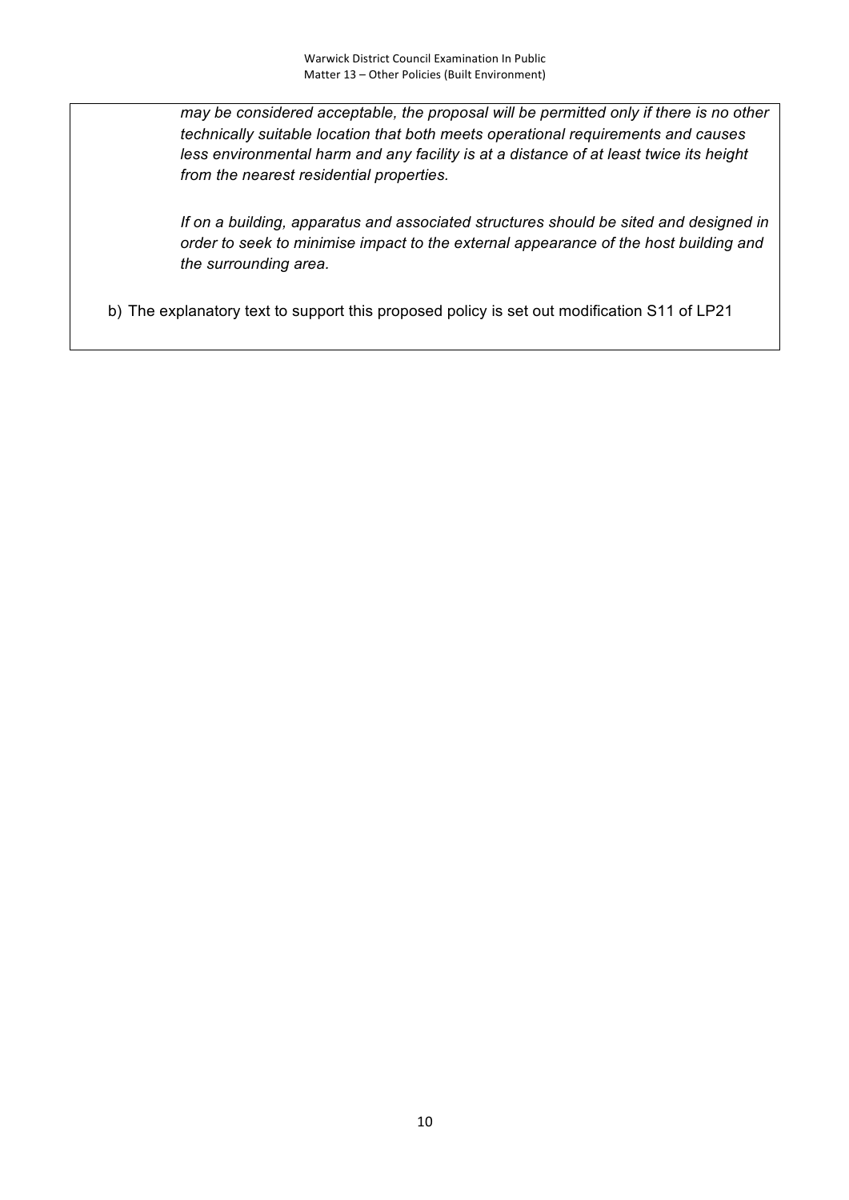*may be considered acceptable, the proposal will be permitted only if there is no other technically suitable location that both meets operational requirements and causes less environmental harm and any facility is at a distance of at least twice its height from the nearest residential properties.*

*If on a building, apparatus and associated structures should be sited and designed in order to seek to minimise impact to the external appearance of the host building and the surrounding area.*

b) The explanatory text to support this proposed policy is set out modification S11 of LP21